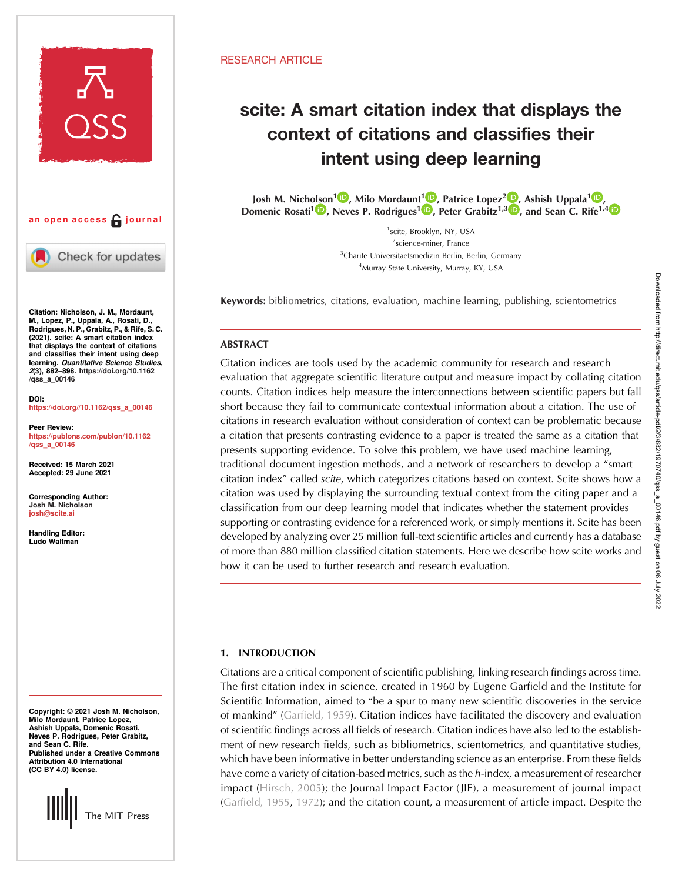RESEARCH ARTICLE

# scite: A smart citation index that displays the context of citations and classifies their intent using deep learning

Josh M. Nicholson[1], Milo Mordaunt[1], Patrice Lopez[2], Ashish Uppala[1], Domenic Rosati[1], Neves P. Rodrigues[1], Peter Grabitz[1,3], and Sean C. Rife[1,4]

[1]scite, Brooklyn, NY, USA
[2]science-miner, France
[3]Charite Universitaetsmedizin Berlin, Berlin, Germany
[4]Murray State University, Murray, KY, USA

an open access journal

**Citation:** Nicholson, J. M., Mordaunt, M., Lopez, P., Uppala, A., Rosati, D., Rodrigues, N. P., Grabitz, P., & Rife, S. C. (2021). scite: A smart citation index that displays the context of citations and classifies their intent using deep learning. *Quantitative Science Studies*, *2*(3), 882–898. https://doi.org/10.1162/qss_a_00146

**DOI:** https://doi.org//10.1162/qss_a_00146

**Peer Review:** https://publons.com/publon/10.1162/qss_a_00146

**Received:** 15 March 2021
**Accepted:** 29 June 2021

**Corresponding Author:** Josh M. Nicholson josh@scite.ai

**Handling Editor:** Ludo Waltman

**Copyright:** © 2021 Josh M. Nicholson, Milo Mordaunt, Patrice Lopez, Ashish Uppala, Domenic Rosati, Neves P. Rodrigues, Peter Grabitz, and Sean C. Rife. Published under a Creative Commons Attribution 4.0 International (CC BY 4.0) license.

The MIT Press

**Keywords:** bibliometrics, citations, evaluation, machine learning, publishing, scientometrics

## ABSTRACT

Citation indices are tools used by the academic community for research and research evaluation that aggregate scientific literature output and measure impact by collating citation counts. Citation indices help measure the interconnections between scientific papers but fall short because they fail to communicate contextual information about a citation. The use of citations in research evaluation without consideration of context can be problematic because a citation that presents contrasting evidence to a paper is treated the same as a citation that presents supporting evidence. To solve this problem, we have used machine learning, traditional document ingestion methods, and a network of researchers to develop a "smart citation index" called *scite*, which categorizes citations based on context. Scite shows how a citation was used by displaying the surrounding textual context from the citing paper and a classification from our deep learning model that indicates whether the statement provides supporting or contrasting evidence for a referenced work, or simply mentions it. Scite has been developed by analyzing over 25 million full-text scientific articles and currently has a database of more than 880 million classified citation statements. Here we describe how scite works and how it can be used to further research and research evaluation.

## 1. INTRODUCTION

Citations are a critical component of scientific publishing, linking research findings across time. The first citation index in science, created in 1960 by Eugene Garfield and the Institute for Scientific Information, aimed to "be a spur to many new scientific discoveries in the service of mankind" (Garfield, 1959). Citation indices have facilitated the discovery and evaluation of scientific findings across all fields of research. Citation indices have also led to the establishment of new research fields, such as bibliometrics, scientometrics, and quantitative studies, which have been informative in better understanding science as an enterprise. From these fields have come a variety of citation-based metrics, such as the *h*-index, a measurement of researcher impact (Hirsch, 2005); the Journal Impact Factor (JIF), a measurement of journal impact (Garfield, 1955, 1972); and the citation count, a measurement of article impact. Despite the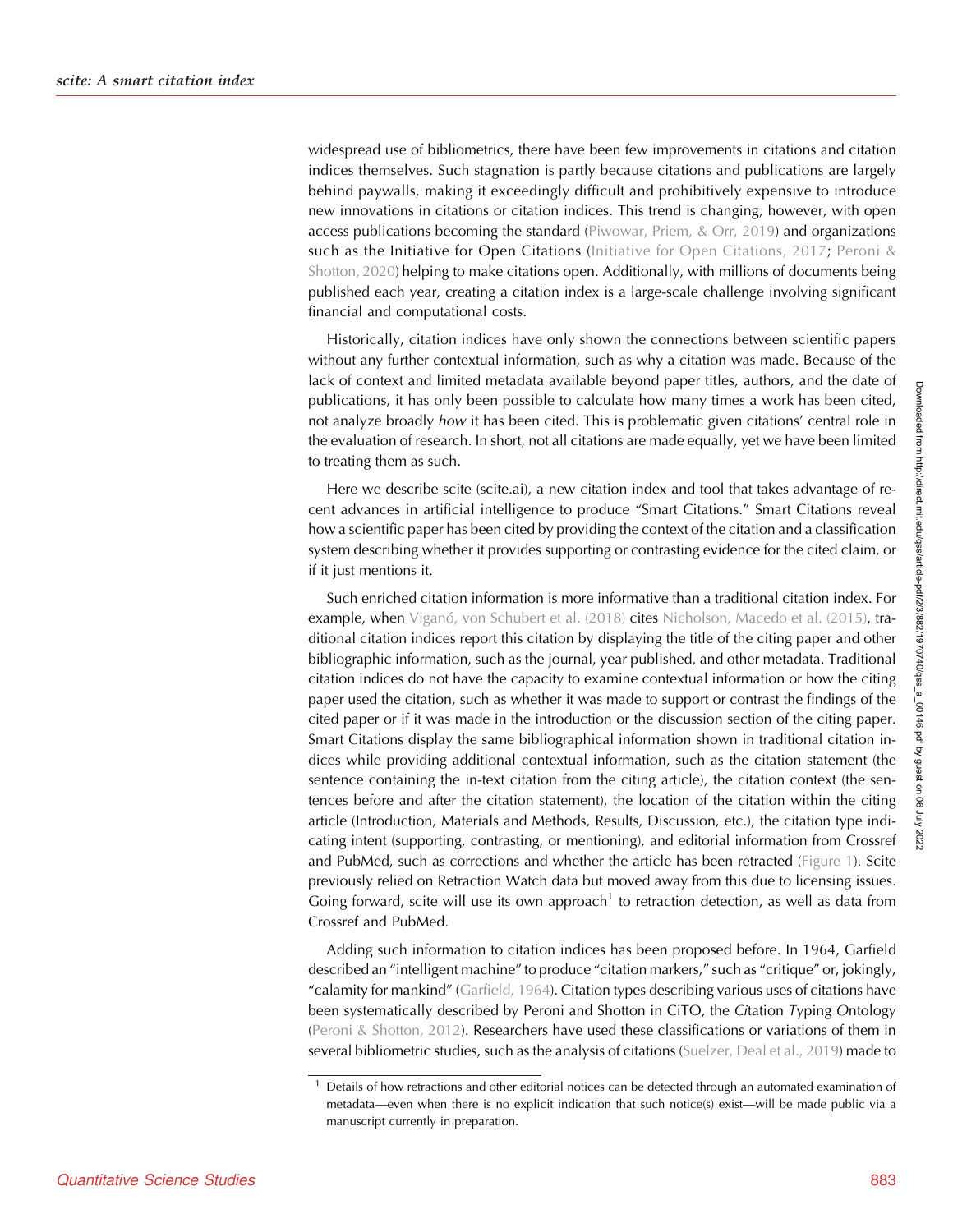widespread use of bibliometrics, there have been few improvements in citations and citation indices themselves. Such stagnation is partly because citations and publications are largely behind paywalls, making it exceedingly difficult and prohibitively expensive to introduce new innovations in citations or citation indices. This trend is changing, however, with open access publications becoming the standard (Piwowar, Priem, & Orr, 2019) and organizations such as the Initiative for Open Citations (Initiative for Open Citations, 2017; Peroni & Shotton, 2020) helping to make citations open. Additionally, with millions of documents being published each year, creating a citation index is a large-scale challenge involving significant financial and computational costs.

Historically, citation indices have only shown the connections between scientific papers without any further contextual information, such as why a citation was made. Because of the lack of context and limited metadata available beyond paper titles, authors, and the date of publications, it has only been possible to calculate how many times a work has been cited, not analyze broadly *how* it has been cited. This is problematic given citations' central role in the evaluation of research. In short, not all citations are made equally, yet we have been limited to treating them as such.

Here we describe scite (scite.ai), a new citation index and tool that takes advantage of recent advances in artificial intelligence to produce "Smart Citations." Smart Citations reveal how a scientific paper has been cited by providing the context of the citation and a classification system describing whether it provides supporting or contrasting evidence for the cited claim, or if it just mentions it.

Such enriched citation information is more informative than a traditional citation index. For example, when Viganó, von Schubert et al. (2018) cites Nicholson, Macedo et al. (2015), traditional citation indices report this citation by displaying the title of the citing paper and other bibliographic information, such as the journal, year published, and other metadata. Traditional citation indices do not have the capacity to examine contextual information or how the citing paper used the citation, such as whether it was made to support or contrast the findings of the cited paper or if it was made in the introduction or the discussion section of the citing paper. Smart Citations display the same bibliographical information shown in traditional citation indices while providing additional contextual information, such as the citation statement (the sentence containing the in-text citation from the citing article), the citation context (the sentences before and after the citation statement), the location of the citation within the citing article (Introduction, Materials and Methods, Results, Discussion, etc.), the citation type indicating intent (supporting, contrasting, or mentioning), and editorial information from Crossref and PubMed, such as corrections and whether the article has been retracted (Figure 1). Scite previously relied on Retraction Watch data but moved away from this due to licensing issues. Going forward, scite will use its own approach[1] to retraction detection, as well as data from Crossref and PubMed.

Adding such information to citation indices has been proposed before. In 1964, Garfield described an "intelligent machine" to produce "citation markers," such as "critique" or, jokingly, "calamity for mankind" (Garfield, 1964). Citation types describing various uses of citations have been systematically described by Peroni and Shotton in CiTO, the *Ci*tation *T*yping *O*ntology (Peroni & Shotton, 2012). Researchers have used these classifications or variations of them in several bibliometric studies, such as the analysis of citations (Suelzer, Deal et al., 2019) made to

[1] Details of how retractions and other editorial notices can be detected through an automated examination of metadata—even when there is no explicit indication that such notice(s) exist—will be made public via a manuscript currently in preparation.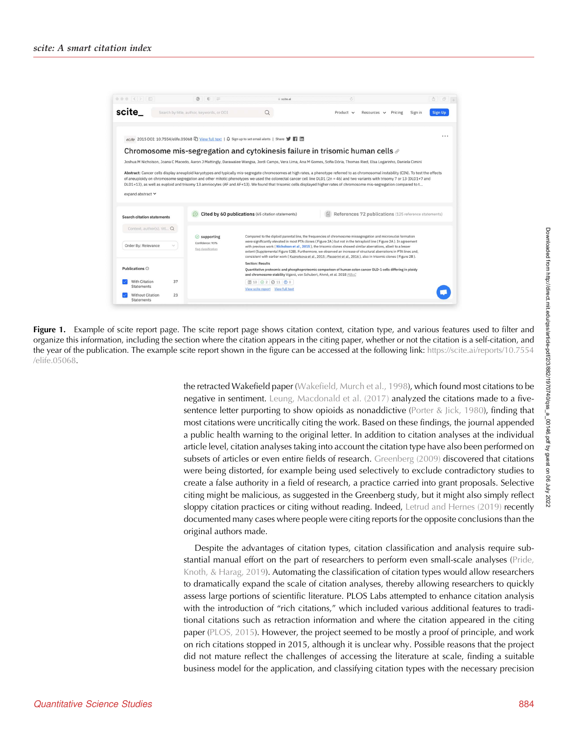**Figure 1.** Example of scite report page. The scite report page shows citation context, citation type, and various features used to filter and organize this information, including the section where the citation appears in the citing paper, whether or not the citation is a self-citation, and the year of the publication. The example scite report shown in the figure can be accessed at the following link: https://scite.ai/reports/10.7554/elife.05068.

the retracted Wakefield paper (Wakefield, Murch et al., 1998), which found most citations to be negative in sentiment. Leung, Macdonald et al. (2017) analyzed the citations made to a five-sentence letter purporting to show opioids as nonaddictive (Porter & Jick, 1980), finding that most citations were uncritically citing the work. Based on these findings, the journal appended a public health warning to the original letter. In addition to citation analyses at the individual article level, citation analyses taking into account the citation type have also been performed on subsets of articles or even entire fields of research. Greenberg (2009) discovered that citations were being distorted, for example being used selectively to exclude contradictory studies to create a false authority in a field of research, a practice carried into grant proposals. Selective citing might be malicious, as suggested in the Greenberg study, but it might also simply reflect sloppy citation practices or citing without reading. Indeed, Letrud and Hernes (2019) recently documented many cases where people were citing reports for the opposite conclusions than the original authors made.

Despite the advantages of citation types, citation classification and analysis require substantial manual effort on the part of researchers to perform even small-scale analyses (Pride, Knoth, & Harag, 2019). Automating the classification of citation types would allow researchers to dramatically expand the scale of citation analyses, thereby allowing researchers to quickly assess large portions of scientific literature. PLOS Labs attempted to enhance citation analysis with the introduction of "rich citations," which included various additional features to traditional citations such as retraction information and where the citation appeared in the citing paper (PLOS, 2015). However, the project seemed to be mostly a proof of principle, and work on rich citations stopped in 2015, although it is unclear why. Possible reasons that the project did not mature reflect the challenges of accessing the literature at scale, finding a suitable business model for the application, and classifying citation types with the necessary precision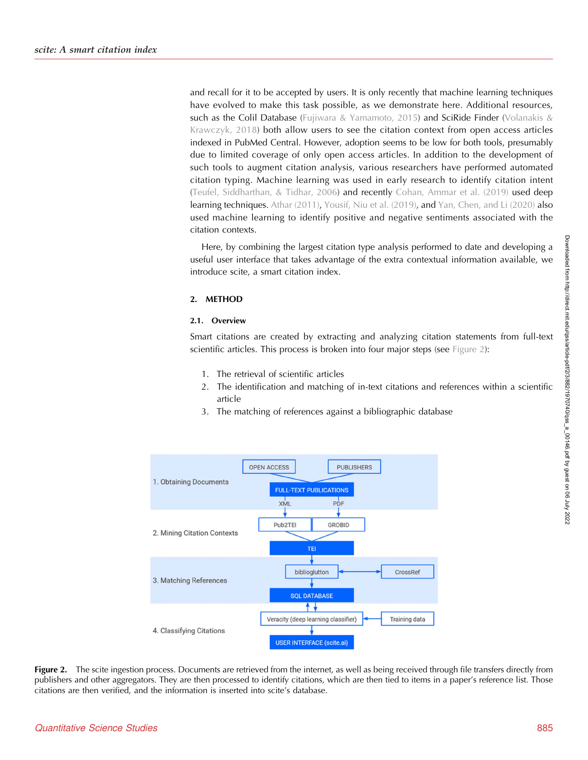and recall for it to be accepted by users. It is only recently that machine learning techniques have evolved to make this task possible, as we demonstrate here. Additional resources, such as the Colil Database (Fujiwara & Yamamoto, 2015) and SciRide Finder (Volanakis & Krawczyk, 2018) both allow users to see the citation context from open access articles indexed in PubMed Central. However, adoption seems to be low for both tools, presumably due to limited coverage of only open access articles. In addition to the development of such tools to augment citation analysis, various researchers have performed automated citation typing. Machine learning was used in early research to identify citation intent (Teufel, Siddharthan, & Tidhar, 2006) and recently Cohan, Ammar et al. (2019) used deep learning techniques. Athar (2011), Yousif, Niu et al. (2019), and Yan, Chen, and Li (2020) also used machine learning to identify positive and negative sentiments associated with the citation contexts.

Here, by combining the largest citation type analysis performed to date and developing a useful user interface that takes advantage of the extra contextual information available, we introduce scite, a smart citation index.

## 2. METHOD

### 2.1. Overview

Smart citations are created by extracting and analyzing citation statements from full-text scientific articles. This process is broken into four major steps (see Figure 2):

1. The retrieval of scientific articles
2. The identification and matching of in-text citations and references within a scientific article
3. The matching of references against a bibliographic database

**Figure 2.** The scite ingestion process. Documents are retrieved from the internet, as well as being received through file transfers directly from publishers and other aggregators. They are then processed to identify citations, which are then tied to items in a paper's reference list. Those citations are then verified, and the information is inserted into scite's database.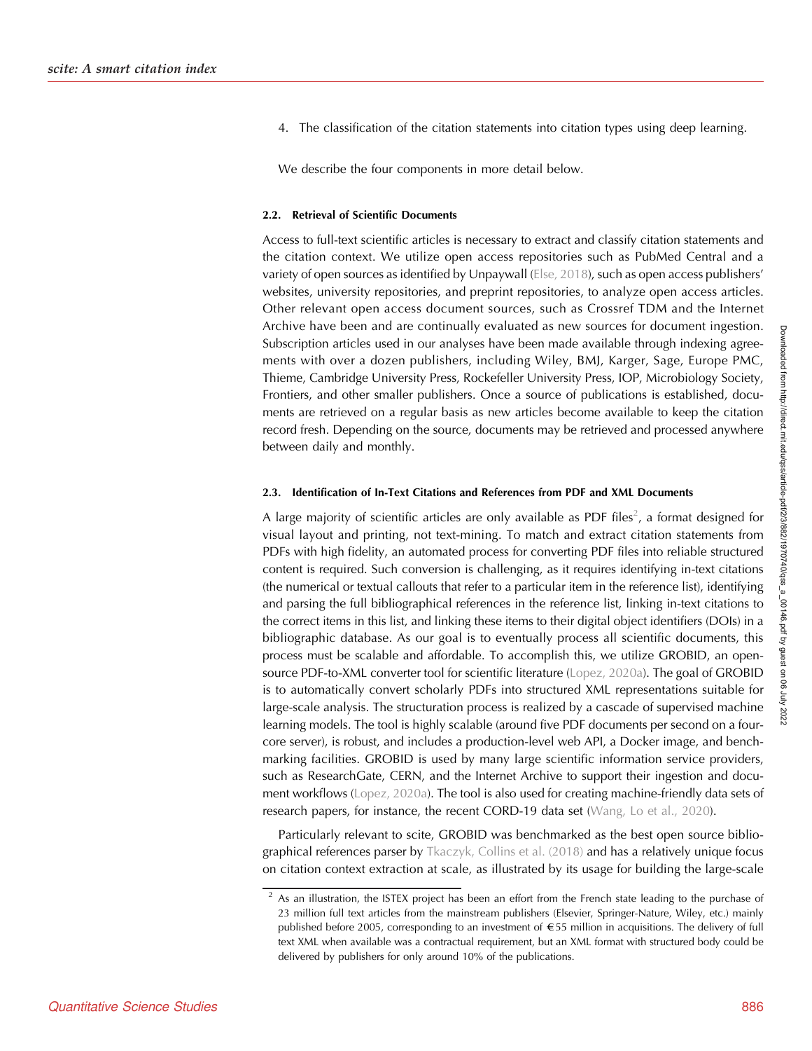4. The classification of the citation statements into citation types using deep learning.

We describe the four components in more detail below.

### 2.2. Retrieval of Scientific Documents

Access to full-text scientific articles is necessary to extract and classify citation statements and the citation context. We utilize open access repositories such as PubMed Central and a variety of open sources as identified by Unpaywall (Else, 2018), such as open access publishers' websites, university repositories, and preprint repositories, to analyze open access articles. Other relevant open access document sources, such as Crossref TDM and the Internet Archive have been and are continually evaluated as new sources for document ingestion. Subscription articles used in our analyses have been made available through indexing agreements with over a dozen publishers, including Wiley, BMJ, Karger, Sage, Europe PMC, Thieme, Cambridge University Press, Rockefeller University Press, IOP, Microbiology Society, Frontiers, and other smaller publishers. Once a source of publications is established, documents are retrieved on a regular basis as new articles become available to keep the citation record fresh. Depending on the source, documents may be retrieved and processed anywhere between daily and monthly.

### 2.3. Identification of In-Text Citations and References from PDF and XML Documents

A large majority of scientific articles are only available as PDF files[2], a format designed for visual layout and printing, not text-mining. To match and extract citation statements from PDFs with high fidelity, an automated process for converting PDF files into reliable structured content is required. Such conversion is challenging, as it requires identifying in-text citations (the numerical or textual callouts that refer to a particular item in the reference list), identifying and parsing the full bibliographical references in the reference list, linking in-text citations to the correct items in this list, and linking these items to their digital object identifiers (DOIs) in a bibliographic database. As our goal is to eventually process all scientific documents, this process must be scalable and affordable. To accomplish this, we utilize GROBID, an open-source PDF-to-XML converter tool for scientific literature (Lopez, 2020a). The goal of GROBID is to automatically convert scholarly PDFs into structured XML representations suitable for large-scale analysis. The structuration process is realized by a cascade of supervised machine learning models. The tool is highly scalable (around five PDF documents per second on a four-core server), is robust, and includes a production-level web API, a Docker image, and benchmarking facilities. GROBID is used by many large scientific information service providers, such as ResearchGate, CERN, and the Internet Archive to support their ingestion and document workflows (Lopez, 2020a). The tool is also used for creating machine-friendly data sets of research papers, for instance, the recent CORD-19 data set (Wang, Lo et al., 2020).

Particularly relevant to scite, GROBID was benchmarked as the best open source bibliographical references parser by Tkaczyk, Collins et al. (2018) and has a relatively unique focus on citation context extraction at scale, as illustrated by its usage for building the large-scale

[2] As an illustration, the ISTEX project has been an effort from the French state leading to the purchase of 23 million full text articles from the mainstream publishers (Elsevier, Springer-Nature, Wiley, etc.) mainly published before 2005, corresponding to an investment of €55 million in acquisitions. The delivery of full text XML when available was a contractual requirement, but an XML format with structured body could be delivered by publishers for only around 10% of the publications.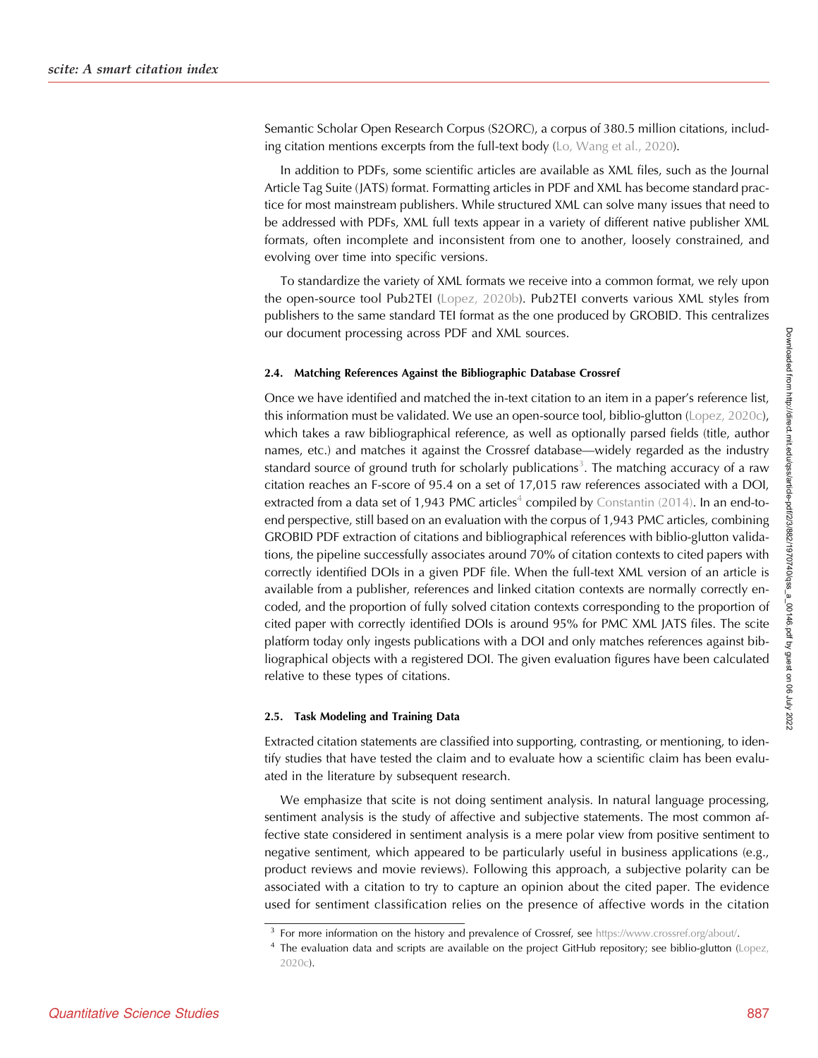Semantic Scholar Open Research Corpus (S2ORC), a corpus of 380.5 million citations, including citation mentions excerpts from the full-text body (Lo, Wang et al., 2020).

In addition to PDFs, some scientific articles are available as XML files, such as the Journal Article Tag Suite (JATS) format. Formatting articles in PDF and XML has become standard practice for most mainstream publishers. While structured XML can solve many issues that need to be addressed with PDFs, XML full texts appear in a variety of different native publisher XML formats, often incomplete and inconsistent from one to another, loosely constrained, and evolving over time into specific versions.

To standardize the variety of XML formats we receive into a common format, we rely upon the open-source tool Pub2TEI (Lopez, 2020b). Pub2TEI converts various XML styles from publishers to the same standard TEI format as the one produced by GROBID. This centralizes our document processing across PDF and XML sources.

### 2.4. Matching References Against the Bibliographic Database Crossref

Once we have identified and matched the in-text citation to an item in a paper's reference list, this information must be validated. We use an open-source tool, biblio-glutton (Lopez, 2020c), which takes a raw bibliographical reference, as well as optionally parsed fields (title, author names, etc.) and matches it against the Crossref database—widely regarded as the industry standard source of ground truth for scholarly publications[3]. The matching accuracy of a raw citation reaches an F-score of 95.4 on a set of 17,015 raw references associated with a DOI, extracted from a data set of 1,943 PMC articles[4] compiled by Constantin (2014). In an end-to-end perspective, still based on an evaluation with the corpus of 1,943 PMC articles, combining GROBID PDF extraction of citations and bibliographical references with biblio-glutton validations, the pipeline successfully associates around 70% of citation contexts to cited papers with correctly identified DOIs in a given PDF file. When the full-text XML version of an article is available from a publisher, references and linked citation contexts are normally correctly encoded, and the proportion of fully solved citation contexts corresponding to the proportion of cited paper with correctly identified DOIs is around 95% for PMC XML JATS files. The scite platform today only ingests publications with a DOI and only matches references against bibliographical objects with a registered DOI. The given evaluation figures have been calculated relative to these types of citations.

### 2.5. Task Modeling and Training Data

Extracted citation statements are classified into supporting, contrasting, or mentioning, to identify studies that have tested the claim and to evaluate how a scientific claim has been evaluated in the literature by subsequent research.

We emphasize that scite is not doing sentiment analysis. In natural language processing, sentiment analysis is the study of affective and subjective statements. The most common affective state considered in sentiment analysis is a mere polar view from positive sentiment to negative sentiment, which appeared to be particularly useful in business applications (e.g., product reviews and movie reviews). Following this approach, a subjective polarity can be associated with a citation to try to capture an opinion about the cited paper. The evidence used for sentiment classification relies on the presence of affective words in the citation

[3] For more information on the history and prevalence of Crossref, see https://www.crossref.org/about/.

[4] The evaluation data and scripts are available on the project GitHub repository; see biblio-glutton (Lopez, 2020c).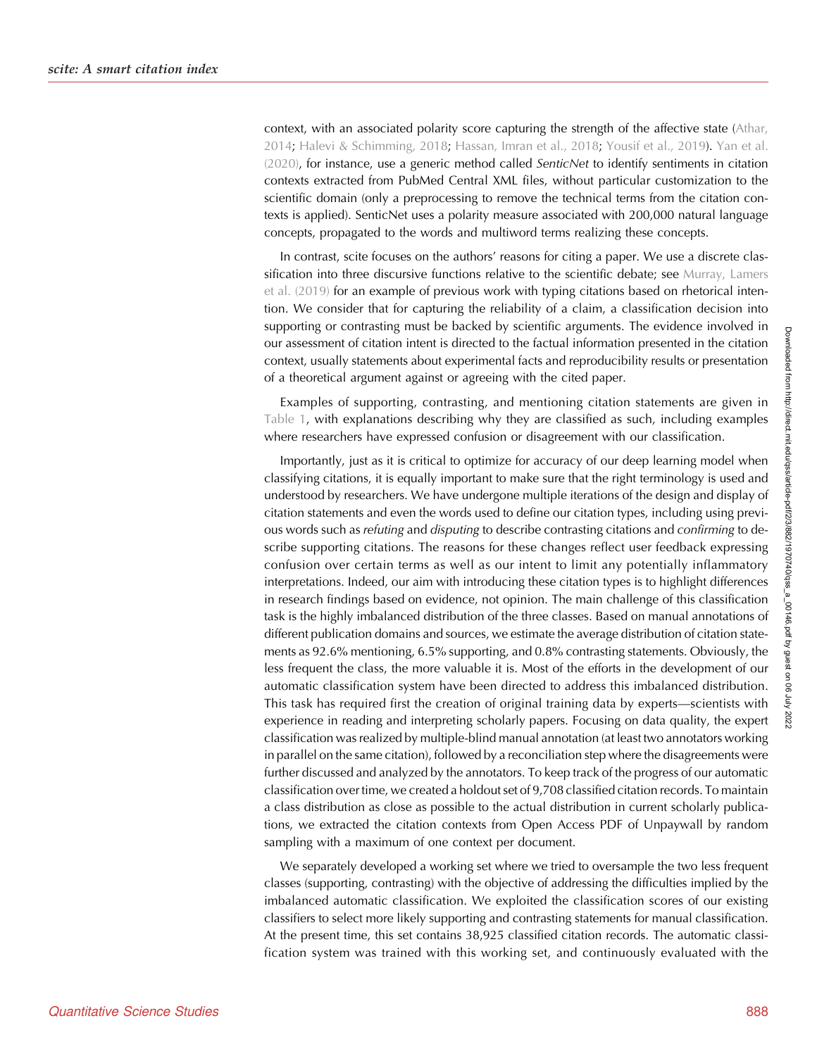context, with an associated polarity score capturing the strength of the affective state (Athar, 2014; Halevi & Schimming, 2018; Hassan, Imran et al., 2018; Yousif et al., 2019). Yan et al. (2020), for instance, use a generic method called *SenticNet* to identify sentiments in citation contexts extracted from PubMed Central XML files, without particular customization to the scientific domain (only a preprocessing to remove the technical terms from the citation contexts is applied). SenticNet uses a polarity measure associated with 200,000 natural language concepts, propagated to the words and multiword terms realizing these concepts.

In contrast, scite focuses on the authors' reasons for citing a paper. We use a discrete classification into three discursive functions relative to the scientific debate; see Murray, Lamers et al. (2019) for an example of previous work with typing citations based on rhetorical intention. We consider that for capturing the reliability of a claim, a classification decision into supporting or contrasting must be backed by scientific arguments. The evidence involved in our assessment of citation intent is directed to the factual information presented in the citation context, usually statements about experimental facts and reproducibility results or presentation of a theoretical argument against or agreeing with the cited paper.

Examples of supporting, contrasting, and mentioning citation statements are given in Table 1, with explanations describing why they are classified as such, including examples where researchers have expressed confusion or disagreement with our classification.

Importantly, just as it is critical to optimize for accuracy of our deep learning model when classifying citations, it is equally important to make sure that the right terminology is used and understood by researchers. We have undergone multiple iterations of the design and display of citation statements and even the words used to define our citation types, including using previous words such as *refuting* and *disputing* to describe contrasting citations and *confirming* to describe supporting citations. The reasons for these changes reflect user feedback expressing confusion over certain terms as well as our intent to limit any potentially inflammatory interpretations. Indeed, our aim with introducing these citation types is to highlight differences in research findings based on evidence, not opinion. The main challenge of this classification task is the highly imbalanced distribution of the three classes. Based on manual annotations of different publication domains and sources, we estimate the average distribution of citation statements as 92.6% mentioning, 6.5% supporting, and 0.8% contrasting statements. Obviously, the less frequent the class, the more valuable it is. Most of the efforts in the development of our automatic classification system have been directed to address this imbalanced distribution. This task has required first the creation of original training data by experts—scientists with experience in reading and interpreting scholarly papers. Focusing on data quality, the expert classification was realized by multiple-blind manual annotation (at least two annotators working in parallel on the same citation), followed by a reconciliation step where the disagreements were further discussed and analyzed by the annotators. To keep track of the progress of our automatic classification over time, we created a holdout set of 9,708 classified citation records. To maintain a class distribution as close as possible to the actual distribution in current scholarly publications, we extracted the citation contexts from Open Access PDF of Unpaywall by random sampling with a maximum of one context per document.

We separately developed a working set where we tried to oversample the two less frequent classes (supporting, contrasting) with the objective of addressing the difficulties implied by the imbalanced automatic classification. We exploited the classification scores of our existing classifiers to select more likely supporting and contrasting statements for manual classification. At the present time, this set contains 38,925 classified citation records. The automatic classification system was trained with this working set, and continuously evaluated with the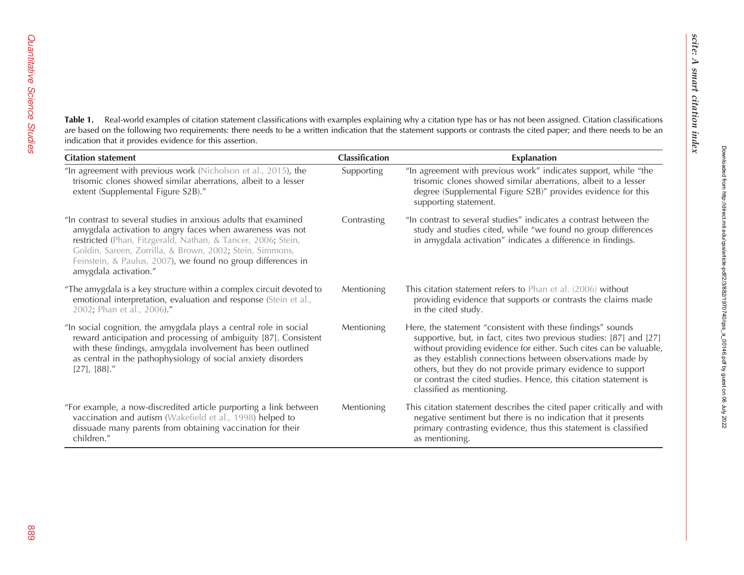**Table 1.** Real-world examples of citation statement classifications with examples explaining why a citation type has or has not been assigned. Citation classifications are based on the following two requirements: there needs to be a written indication that the statement supports or contrasts the cited paper; and there needs to be an indication that it provides evidence for this assertion.

| Citation statement | Classification | Explanation |
|---|---|---|
| "In agreement with previous work (Nicholson et al., 2015), the trisomic clones showed similar aberrations, albeit to a lesser extent (Supplemental Figure S2B)." | Supporting | "In agreement with previous work" indicates support, while "the trisomic clones showed similar aberrations, albeit to a lesser degree (Supplemental Figure S2B)" provides evidence for this supporting statement. |
| "In contrast to several studies in anxious adults that examined amygdala activation to angry faces when awareness was not restricted (Phan, Fitzgerald, Nathan, & Tancer, 2006; Stein, Goldin, Sareen, Zorrilla, & Brown, 2002; Stein, Simmons, Feinstein, & Paulus, 2007), we found no group differences in amygdala activation." | Contrasting | "In contrast to several studies" indicates a contrast between the study and studies cited, while "we found no group differences in amygdala activation" indicates a difference in findings. |
| "The amygdala is a key structure within a complex circuit devoted to emotional interpretation, evaluation and response (Stein et al., 2002; Phan et al., 2006)." | Mentioning | This citation statement refers to Phan et al. (2006) without providing evidence that supports or contrasts the claims made in the cited study. |
| "In social cognition, the amygdala plays a central role in social reward anticipation and processing of ambiguity [87]. Consistent with these findings, amygdala involvement has been outlined as central in the pathophysiology of social anxiety disorders [27], [88]." | Mentioning | Here, the statement "consistent with these findings" sounds supportive, but, in fact, cites two previous studies: [87] and [27] without providing evidence for either. Such cites can be valuable, as they establish connections between observations made by others, but they do not provide primary evidence to support or contrast the cited studies. Hence, this citation statement is classified as mentioning. |
| "For example, a now-discredited article purporting a link between vaccination and autism (Wakefield et al., 1998) helped to dissuade many parents from obtaining vaccination for their children." | Mentioning | This citation statement describes the cited paper critically and with negative sentiment but there is no indication that it presents primary contrasting evidence, thus this statement is classified as mentioning. |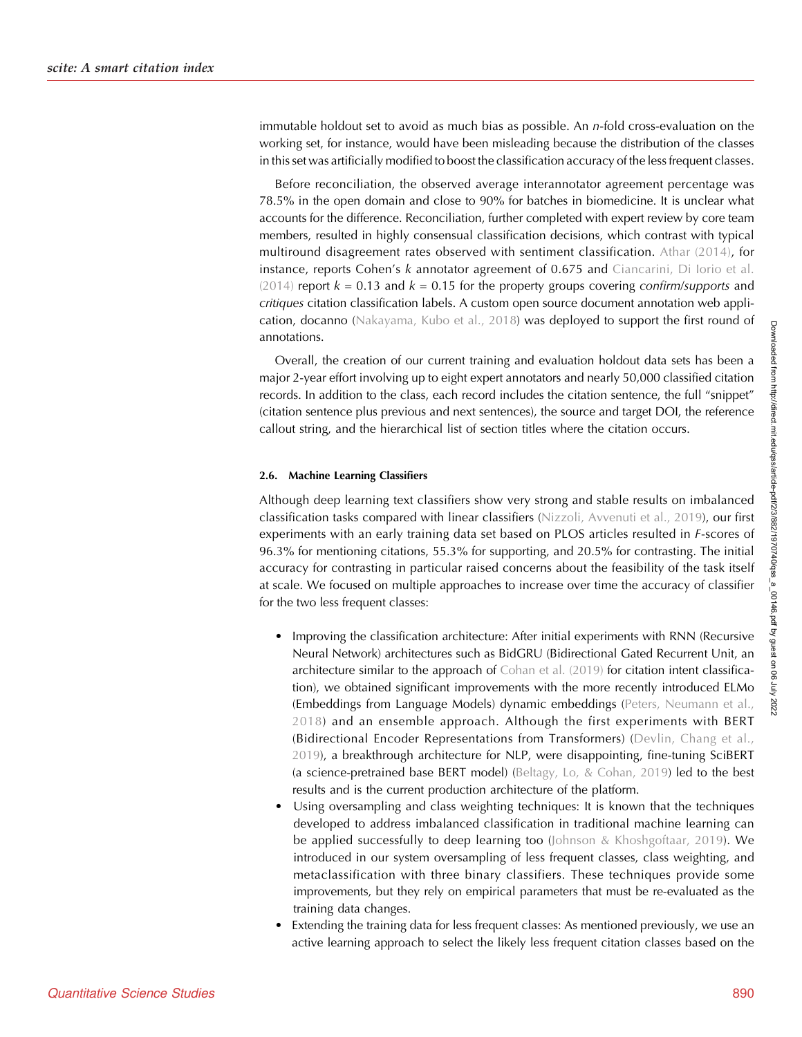immutable holdout set to avoid as much bias as possible. An *n*-fold cross-evaluation on the working set, for instance, would have been misleading because the distribution of the classes in this set was artificially modified to boost the classification accuracy of the less frequent classes.

Before reconciliation, the observed average interannotator agreement percentage was 78.5% in the open domain and close to 90% for batches in biomedicine. It is unclear what accounts for the difference. Reconciliation, further completed with expert review by core team members, resulted in highly consensual classification decisions, which contrast with typical multiround disagreement rates observed with sentiment classification. Athar (2014), for instance, reports Cohen's $k$ annotator agreement of 0.675 and Ciancarini, Di Iorio et al. (2014) report $k = 0.13$ and $k = 0.15$ for the property groups covering *confirm/supports* and *critiques* citation classification labels. A custom open source document annotation web application, docanno (Nakayama, Kubo et al., 2018) was deployed to support the first round of annotations.

Overall, the creation of our current training and evaluation holdout data sets has been a major 2-year effort involving up to eight expert annotators and nearly 50,000 classified citation records. In addition to the class, each record includes the citation sentence, the full "snippet" (citation sentence plus previous and next sentences), the source and target DOI, the reference callout string, and the hierarchical list of section titles where the citation occurs.

### 2.6. Machine Learning Classifiers

Although deep learning text classifiers show very strong and stable results on imbalanced classification tasks compared with linear classifiers (Nizzoli, Avvenuti et al., 2019), our first experiments with an early training data set based on PLOS articles resulted in *F*-scores of 96.3% for mentioning citations, 55.3% for supporting, and 20.5% for contrasting. The initial accuracy for contrasting in particular raised concerns about the feasibility of the task itself at scale. We focused on multiple approaches to increase over time the accuracy of classifier for the two less frequent classes:

- Improving the classification architecture: After initial experiments with RNN (Recursive Neural Network) architectures such as BidGRU (Bidirectional Gated Recurrent Unit, an architecture similar to the approach of Cohan et al. (2019) for citation intent classification), we obtained significant improvements with the more recently introduced ELMo (Embeddings from Language Models) dynamic embeddings (Peters, Neumann et al., 2018) and an ensemble approach. Although the first experiments with BERT (Bidirectional Encoder Representations from Transformers) (Devlin, Chang et al., 2019), a breakthrough architecture for NLP, were disappointing, fine-tuning SciBERT (a science-pretrained base BERT model) (Beltagy, Lo, & Cohan, 2019) led to the best results and is the current production architecture of the platform.
- Using oversampling and class weighting techniques: It is known that the techniques developed to address imbalanced classification in traditional machine learning can be applied successfully to deep learning too (Johnson & Khoshgoftaar, 2019). We introduced in our system oversampling of less frequent classes, class weighting, and metaclassification with three binary classifiers. These techniques provide some improvements, but they rely on empirical parameters that must be re-evaluated as the training data changes.
- Extending the training data for less frequent classes: As mentioned previously, we use an active learning approach to select the likely less frequent citation classes based on the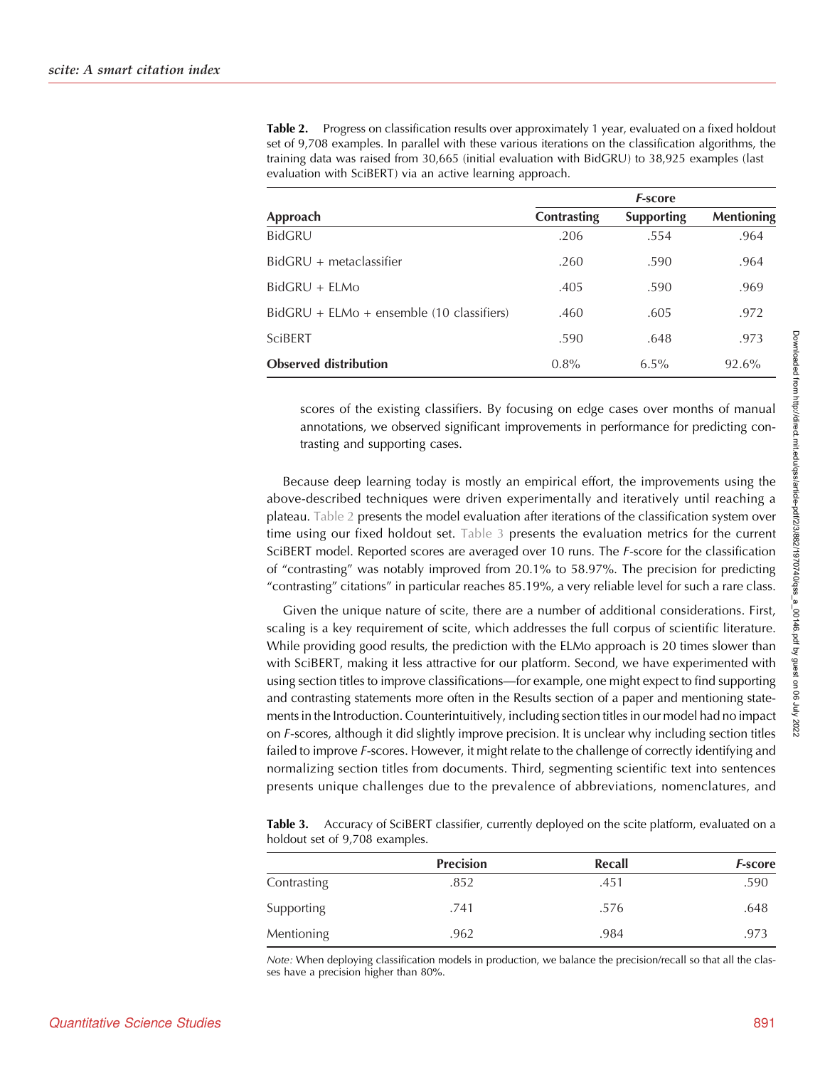**Table 2.** Progress on classification results over approximately 1 year, evaluated on a fixed holdout set of 9,708 examples. In parallel with these various iterations on the classification algorithms, the training data was raised from 30,665 (initial evaluation with BidGRU) to 38,925 examples (last evaluation with SciBERT) via an active learning approach.

| | *F*-score | | |
|---|---|---|---|
| **Approach** | **Contrasting** | **Supporting** | **Mentioning** |
| BidGRU | .206 | .554 | .964 |
| BidGRU + metaclassifier | .260 | .590 | .964 |
| BidGRU + ELMo | .405 | .590 | .969 |
| BidGRU + ELMo + ensemble (10 classifiers) | .460 | .605 | .972 |
| SciBERT | .590 | .648 | .973 |
| **Observed distribution** | 0.8% | 6.5% | 92.6% |

scores of the existing classifiers. By focusing on edge cases over months of manual annotations, we observed significant improvements in performance for predicting contrasting and supporting cases.

Because deep learning today is mostly an empirical effort, the improvements using the above-described techniques were driven experimentally and iteratively until reaching a plateau. Table 2 presents the model evaluation after iterations of the classification system over time using our fixed holdout set. Table 3 presents the evaluation metrics for the current SciBERT model. Reported scores are averaged over 10 runs. The *F*-score for the classification of "contrasting" was notably improved from 20.1% to 58.97%. The precision for predicting "contrasting" citations" in particular reaches 85.19%, a very reliable level for such a rare class.

Given the unique nature of scite, there are a number of additional considerations. First, scaling is a key requirement of scite, which addresses the full corpus of scientific literature. While providing good results, the prediction with the ELMo approach is 20 times slower than with SciBERT, making it less attractive for our platform. Second, we have experimented with using section titles to improve classifications—for example, one might expect to find supporting and contrasting statements more often in the Results section of a paper and mentioning statements in the Introduction. Counterintuitively, including section titles in our model had no impact on *F*-scores, although it did slightly improve precision. It is unclear why including section titles failed to improve *F*-scores. However, it might relate to the challenge of correctly identifying and normalizing section titles from documents. Third, segmenting scientific text into sentences presents unique challenges due to the prevalence of abbreviations, nomenclatures, and

**Table 3.** Accuracy of SciBERT classifier, currently deployed on the scite platform, evaluated on a holdout set of 9,708 examples.

| | Precision | Recall | *F*-score |
|---|---|---|---|
| Contrasting | .852 | .451 | .590 |
| Supporting | .741 | .576 | .648 |
| Mentioning | .962 | .984 | .973 |

*Note:* When deploying classification models in production, we balance the precision/recall so that all the classes have a precision higher than 80%.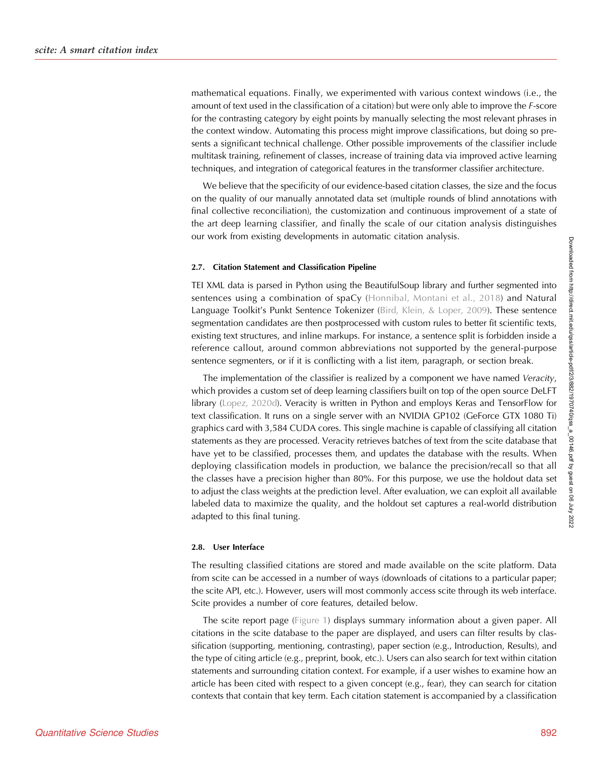mathematical equations. Finally, we experimented with various context windows (i.e., the amount of text used in the classification of a citation) but were only able to improve the *F*-score for the contrasting category by eight points by manually selecting the most relevant phrases in the context window. Automating this process might improve classifications, but doing so presents a significant technical challenge. Other possible improvements of the classifier include multitask training, refinement of classes, increase of training data via improved active learning techniques, and integration of categorical features in the transformer classifier architecture.

We believe that the specificity of our evidence-based citation classes, the size and the focus on the quality of our manually annotated data set (multiple rounds of blind annotations with final collective reconciliation), the customization and continuous improvement of a state of the art deep learning classifier, and finally the scale of our citation analysis distinguishes our work from existing developments in automatic citation analysis.

### 2.7. Citation Statement and Classification Pipeline

TEI XML data is parsed in Python using the BeautifulSoup library and further segmented into sentences using a combination of spaCy (Honnibal, Montani et al., 2018) and Natural Language Toolkit's Punkt Sentence Tokenizer (Bird, Klein, & Loper, 2009). These sentence segmentation candidates are then postprocessed with custom rules to better fit scientific texts, existing text structures, and inline markups. For instance, a sentence split is forbidden inside a reference callout, around common abbreviations not supported by the general-purpose sentence segmenters, or if it is conflicting with a list item, paragraph, or section break.

The implementation of the classifier is realized by a component we have named *Veracity*, which provides a custom set of deep learning classifiers built on top of the open source DeLFT library (Lopez, 2020d). Veracity is written in Python and employs Keras and TensorFlow for text classification. It runs on a single server with an NVIDIA GP102 (GeForce GTX 1080 Ti) graphics card with 3,584 CUDA cores. This single machine is capable of classifying all citation statements as they are processed. Veracity retrieves batches of text from the scite database that have yet to be classified, processes them, and updates the database with the results. When deploying classification models in production, we balance the precision/recall so that all the classes have a precision higher than 80%. For this purpose, we use the holdout data set to adjust the class weights at the prediction level. After evaluation, we can exploit all available labeled data to maximize the quality, and the holdout set captures a real-world distribution adapted to this final tuning.

### 2.8. User Interface

The resulting classified citations are stored and made available on the scite platform. Data from scite can be accessed in a number of ways (downloads of citations to a particular paper; the scite API, etc.). However, users will most commonly access scite through its web interface. Scite provides a number of core features, detailed below.

The scite report page (Figure 1) displays summary information about a given paper. All citations in the scite database to the paper are displayed, and users can filter results by classification (supporting, mentioning, contrasting), paper section (e.g., Introduction, Results), and the type of citing article (e.g., preprint, book, etc.). Users can also search for text within citation statements and surrounding citation context. For example, if a user wishes to examine how an article has been cited with respect to a given concept (e.g., fear), they can search for citation contexts that contain that key term. Each citation statement is accompanied by a classification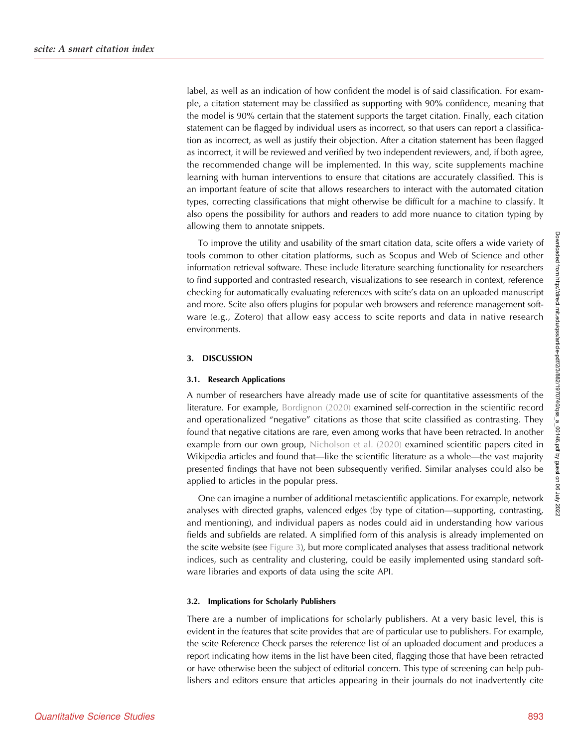label, as well as an indication of how confident the model is of said classification. For example, a citation statement may be classified as supporting with 90% confidence, meaning that the model is 90% certain that the statement supports the target citation. Finally, each citation statement can be flagged by individual users as incorrect, so that users can report a classification as incorrect, as well as justify their objection. After a citation statement has been flagged as incorrect, it will be reviewed and verified by two independent reviewers, and, if both agree, the recommended change will be implemented. In this way, scite supplements machine learning with human interventions to ensure that citations are accurately classified. This is an important feature of scite that allows researchers to interact with the automated citation types, correcting classifications that might otherwise be difficult for a machine to classify. It also opens the possibility for authors and readers to add more nuance to citation typing by allowing them to annotate snippets.

To improve the utility and usability of the smart citation data, scite offers a wide variety of tools common to other citation platforms, such as Scopus and Web of Science and other information retrieval software. These include literature searching functionality for researchers to find supported and contrasted research, visualizations to see research in context, reference checking for automatically evaluating references with scite's data on an uploaded manuscript and more. Scite also offers plugins for popular web browsers and reference management software (e.g., Zotero) that allow easy access to scite reports and data in native research environments.

## 3. DISCUSSION

### 3.1. Research Applications

A number of researchers have already made use of scite for quantitative assessments of the literature. For example, Bordignon (2020) examined self-correction in the scientific record and operationalized "negative" citations as those that scite classified as contrasting. They found that negative citations are rare, even among works that have been retracted. In another example from our own group, Nicholson et al. (2020) examined scientific papers cited in Wikipedia articles and found that—like the scientific literature as a whole—the vast majority presented findings that have not been subsequently verified. Similar analyses could also be applied to articles in the popular press.

One can imagine a number of additional metascientific applications. For example, network analyses with directed graphs, valenced edges (by type of citation—supporting, contrasting, and mentioning), and individual papers as nodes could aid in understanding how various fields and subfields are related. A simplified form of this analysis is already implemented on the scite website (see Figure 3), but more complicated analyses that assess traditional network indices, such as centrality and clustering, could be easily implemented using standard software libraries and exports of data using the scite API.

### 3.2. Implications for Scholarly Publishers

There are a number of implications for scholarly publishers. At a very basic level, this is evident in the features that scite provides that are of particular use to publishers. For example, the scite Reference Check parses the reference list of an uploaded document and produces a report indicating how items in the list have been cited, flagging those that have been retracted or have otherwise been the subject of editorial concern. This type of screening can help publishers and editors ensure that articles appearing in their journals do not inadvertently cite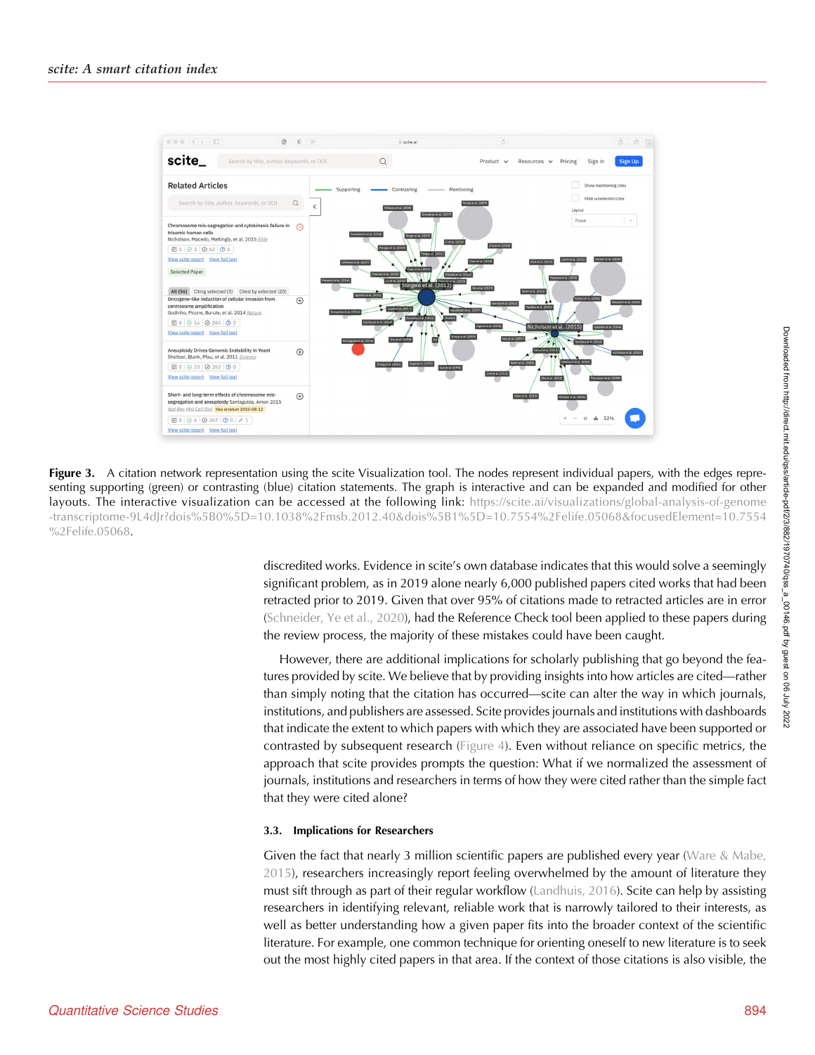**Figure 3.** A citation network representation using the scite Visualization tool. The nodes represent individual papers, with the edges representing supporting (green) or contrasting (blue) citation statements. The graph is interactive and can be expanded and modified for other layouts. The interactive visualization can be accessed at the following link: https://scite.ai/visualizations/global-analysis-of-genome-transcriptome-9L4dJr?dois%5B0%5D=10.1038%2Fmsb.2012.40&dois%5B1%5D=10.7554%2Felife.05068&focusedElement=10.7554%2Felife.05068.

discredited works. Evidence in scite's own database indicates that this would solve a seemingly significant problem, as in 2019 alone nearly 6,000 published papers cited works that had been retracted prior to 2019. Given that over 95% of citations made to retracted articles are in error (Schneider, Ye et al., 2020), had the Reference Check tool been applied to these papers during the review process, the majority of these mistakes could have been caught.

However, there are additional implications for scholarly publishing that go beyond the features provided by scite. We believe that by providing insights into how articles are cited—rather than simply noting that the citation has occurred—scite can alter the way in which journals, institutions, and publishers are assessed. Scite provides journals and institutions with dashboards that indicate the extent to which papers with which they are associated have been supported or contrasted by subsequent research (Figure 4). Even without reliance on specific metrics, the approach that scite provides prompts the question: What if we normalized the assessment of journals, institutions and researchers in terms of how they were cited rather than the simple fact that they were cited alone?

### 3.3. Implications for Researchers

Given the fact that nearly 3 million scientific papers are published every year (Ware & Mabe, 2015), researchers increasingly report feeling overwhelmed by the amount of literature they must sift through as part of their regular workflow (Landhuis, 2016). Scite can help by assisting researchers in identifying relevant, reliable work that is narrowly tailored to their interests, as well as better understanding how a given paper fits into the broader context of the scientific literature. For example, one common technique for orienting oneself to new literature is to seek out the most highly cited papers in that area. If the context of those citations is also visible, the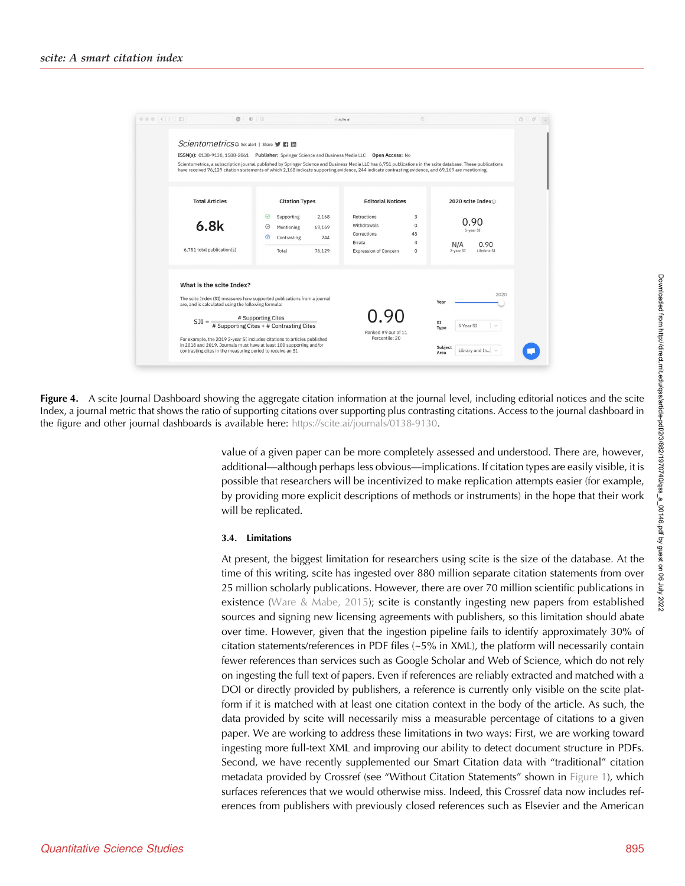**Figure 4.** A scite Journal Dashboard showing the aggregate citation information at the journal level, including editorial notices and the scite Index, a journal metric that shows the ratio of supporting citations over supporting plus contrasting citations. Access to the journal dashboard in the figure and other journal dashboards is available here: https://scite.ai/journals/0138-9130.

value of a given paper can be more completely assessed and understood. There are, however, additional—although perhaps less obvious—implications. If citation types are easily visible, it is possible that researchers will be incentivized to make replication attempts easier (for example, by providing more explicit descriptions of methods or instruments) in the hope that their work will be replicated.

### 3.4. Limitations

At present, the biggest limitation for researchers using scite is the size of the database. At the time of this writing, scite has ingested over 880 million separate citation statements from over 25 million scholarly publications. However, there are over 70 million scientific publications in existence (Ware & Mabe, 2015); scite is constantly ingesting new papers from established sources and signing new licensing agreements with publishers, so this limitation should abate over time. However, given that the ingestion pipeline fails to identify approximately 30% of citation statements/references in PDF files (~5% in XML), the platform will necessarily contain fewer references than services such as Google Scholar and Web of Science, which do not rely on ingesting the full text of papers. Even if references are reliably extracted and matched with a DOI or directly provided by publishers, a reference is currently only visible on the scite platform if it is matched with at least one citation context in the body of the article. As such, the data provided by scite will necessarily miss a measurable percentage of citations to a given paper. We are working to address these limitations in two ways: First, we are working toward ingesting more full-text XML and improving our ability to detect document structure in PDFs. Second, we have recently supplemented our Smart Citation data with "traditional" citation metadata provided by Crossref (see "Without Citation Statements" shown in Figure 1), which surfaces references that we would otherwise miss. Indeed, this Crossref data now includes references from publishers with previously closed references such as Elsevier and the American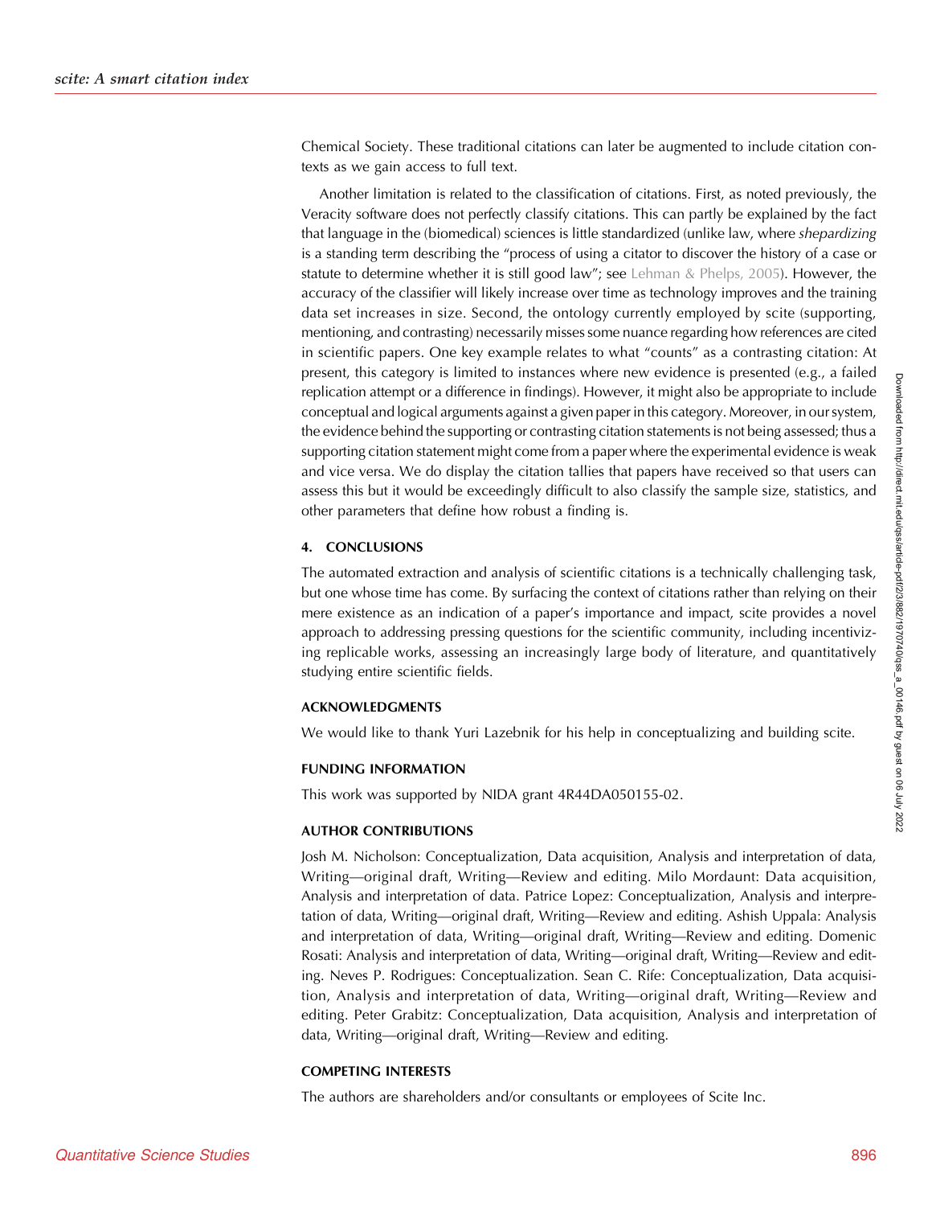Chemical Society. These traditional citations can later be augmented to include citation contexts as we gain access to full text.

Another limitation is related to the classification of citations. First, as noted previously, the Veracity software does not perfectly classify citations. This can partly be explained by the fact that language in the (biomedical) sciences is little standardized (unlike law, where *shepardizing* is a standing term describing the "process of using a citator to discover the history of a case or statute to determine whether it is still good law"; see Lehman & Phelps, 2005). However, the accuracy of the classifier will likely increase over time as technology improves and the training data set increases in size. Second, the ontology currently employed by scite (supporting, mentioning, and contrasting) necessarily misses some nuance regarding how references are cited in scientific papers. One key example relates to what "counts" as a contrasting citation: At present, this category is limited to instances where new evidence is presented (e.g., a failed replication attempt or a difference in findings). However, it might also be appropriate to include conceptual and logical arguments against a given paper in this category. Moreover, in our system, the evidence behind the supporting or contrasting citation statements is not being assessed; thus a supporting citation statement might come from a paper where the experimental evidence is weak and vice versa. We do display the citation tallies that papers have received so that users can assess this but it would be exceedingly difficult to also classify the sample size, statistics, and other parameters that define how robust a finding is.

## 4. CONCLUSIONS

The automated extraction and analysis of scientific citations is a technically challenging task, but one whose time has come. By surfacing the context of citations rather than relying on their mere existence as an indication of a paper's importance and impact, scite provides a novel approach to addressing pressing questions for the scientific community, including incentivizing replicable works, assessing an increasingly large body of literature, and quantitatively studying entire scientific fields.

## ACKNOWLEDGMENTS

We would like to thank Yuri Lazebnik for his help in conceptualizing and building scite.

## FUNDING INFORMATION

This work was supported by NIDA grant 4R44DA050155-02.

## AUTHOR CONTRIBUTIONS

Josh M. Nicholson: Conceptualization, Data acquisition, Analysis and interpretation of data, Writing—original draft, Writing—Review and editing. Milo Mordaunt: Data acquisition, Analysis and interpretation of data. Patrice Lopez: Conceptualization, Analysis and interpretation of data, Writing—original draft, Writing—Review and editing. Ashish Uppala: Analysis and interpretation of data, Writing—original draft, Writing—Review and editing. Domenic Rosati: Analysis and interpretation of data, Writing—original draft, Writing—Review and editing. Neves P. Rodrigues: Conceptualization. Sean C. Rife: Conceptualization, Data acquisition, Analysis and interpretation of data, Writing—original draft, Writing—Review and editing. Peter Grabitz: Conceptualization, Data acquisition, Analysis and interpretation of data, Writing—original draft, Writing—Review and editing.

## COMPETING INTERESTS

The authors are shareholders and/or consultants or employees of Scite Inc.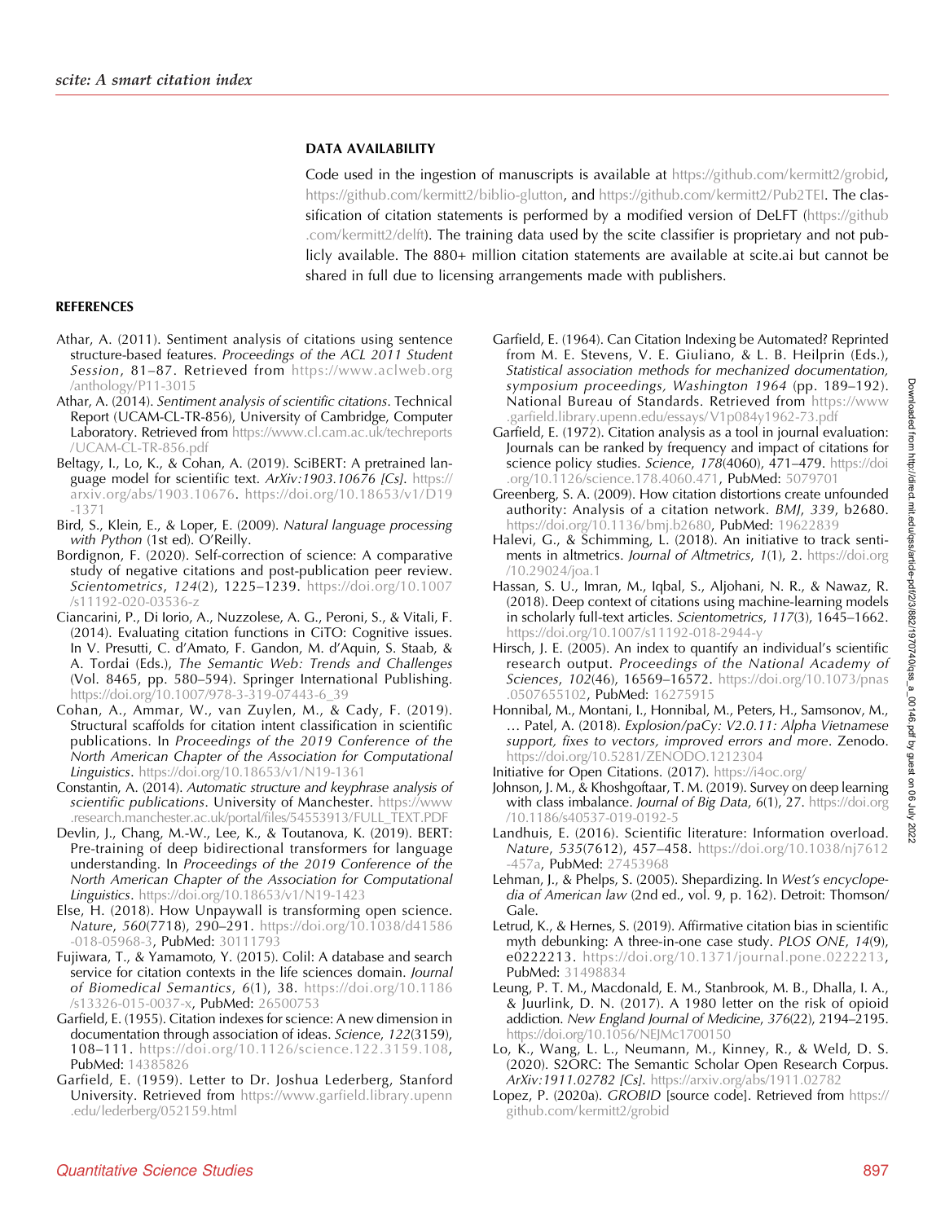## DATA AVAILABILITY

Code used in the ingestion of manuscripts is available at https://github.com/kermitt2/grobid, https://github.com/kermitt2/biblio-glutton, and https://github.com/kermitt2/Pub2TEI. The classification of citation statements is performed by a modified version of DeLFT (https://github.com/kermitt2/delft). The training data used by the scite classifier is proprietary and not publicly available. The 880+ million citation statements are available at scite.ai but cannot be shared in full due to licensing arrangements made with publishers.

## REFERENCES

Athar, A. (2011). Sentiment analysis of citations using sentence structure-based features. *Proceedings of the ACL 2011 Student Session*, 81–87. Retrieved from https://www.aclweb.org/anthology/P11-3015

Athar, A. (2014). *Sentiment analysis of scientific citations*. Technical Report (UCAM-CL-TR-856), University of Cambridge, Computer Laboratory. Retrieved from https://www.cl.cam.ac.uk/techreports/UCAM-CL-TR-856.pdf

Beltagy, I., Lo, K., & Cohan, A. (2019). SciBERT: A pretrained language model for scientific text. *ArXiv:1903.10676 [Cs]*. https://arxiv.org/abs/1903.10676. https://doi.org/10.18653/v1/D19-1371

Bird, S., Klein, E., & Loper, E. (2009). *Natural language processing with Python* (1st ed). O'Reilly.

Bordignon, F. (2020). Self-correction of science: A comparative study of negative citations and post-publication peer review. *Scientometrics*, *124*(2), 1225–1239. https://doi.org/10.1007/s11192-020-03536-z

Ciancarini, P., Di Iorio, A., Nuzzolese, A. G., Peroni, S., & Vitali, F. (2014). Evaluating citation functions in CiTO: Cognitive issues. In V. Presutti, C. d'Amato, F. Gandon, M. d'Aquin, S. Staab, & A. Tordai (Eds.), *The Semantic Web: Trends and Challenges* (Vol. 8465, pp. 580–594). Springer International Publishing. https://doi.org/10.1007/978-3-319-07443-6_39

Cohan, A., Ammar, W., van Zuylen, M., & Cady, F. (2019). Structural scaffolds for citation intent classification in scientific publications. In *Proceedings of the 2019 Conference of the North American Chapter of the Association for Computational Linguistics*. https://doi.org/10.18653/v1/N19-1361

Constantin, A. (2014). *Automatic structure and keyphrase analysis of scientific publications*. University of Manchester. https://www.research.manchester.ac.uk/portal/files/54553913/FULL_TEXT.PDF

Devlin, J., Chang, M.-W., Lee, K., & Toutanova, K. (2019). BERT: Pre-training of deep bidirectional transformers for language understanding. In *Proceedings of the 2019 Conference of the North American Chapter of the Association for Computational Linguistics*. https://doi.org/10.18653/v1/N19-1423

Else, H. (2018). How Unpaywall is transforming open science. *Nature*, *560*(7718), 290–291. https://doi.org/10.1038/d41586-018-05968-3, PubMed: 30111793

Fujiwara, T., & Yamamoto, Y. (2015). Colil: A database and search service for citation contexts in the life sciences domain. *Journal of Biomedical Semantics*, *6*(1), 38. https://doi.org/10.1186/s13326-015-0037-x, PubMed: 26500753

Garfield, E. (1955). Citation indexes for science: A new dimension in documentation through association of ideas. *Science*, *122*(3159), 108–111. https://doi.org/10.1126/science.122.3159.108, PubMed: 14385826

Garfield, E. (1959). Letter to Dr. Joshua Lederberg, Stanford University. Retrieved from https://www.garfield.library.upenn.edu/lederberg/052159.html

Garfield, E. (1964). Can Citation Indexing be Automated? Reprinted from M. E. Stevens, V. E. Giuliano, & L. B. Heilprin (Eds.), *Statistical association methods for mechanized documentation, symposium proceedings, Washington 1964* (pp. 189–192). National Bureau of Standards. Retrieved from https://www.garfield.library.upenn.edu/essays/V1p084y1962-73.pdf

Garfield, E. (1972). Citation analysis as a tool in journal evaluation: Journals can be ranked by frequency and impact of citations for science policy studies. *Science*, *178*(4060), 471–479. https://doi.org/10.1126/science.178.4060.471, PubMed: 5079701

Greenberg, S. A. (2009). How citation distortions create unfounded authority: Analysis of a citation network. *BMJ*, *339*, b2680. https://doi.org/10.1136/bmj.b2680, PubMed: 19622839

Halevi, G., & Schimming, L. (2018). An initiative to track sentiments in altmetrics. *Journal of Altmetrics*, *1*(1), 2. https://doi.org/10.29024/joa.1

Hassan, S. U., Imran, M., Iqbal, S., Aljohani, N. R., & Nawaz, R. (2018). Deep context of citations using machine-learning models in scholarly full-text articles. *Scientometrics*, *117*(3), 1645–1662. https://doi.org/10.1007/s11192-018-2944-y

Hirsch, J. E. (2005). An index to quantify an individual's scientific research output. *Proceedings of the National Academy of Sciences*, *102*(46), 16569–16572. https://doi.org/10.1073/pnas.0507655102, PubMed: 16275915

Honnibal, M., Montani, I., Honnibal, M., Peters, H., Samsonov, M., … Patel, A. (2018). *Explosion/paCy: V2.0.11: Alpha Vietnamese support, fixes to vectors, improved errors and more*. Zenodo. https://doi.org/10.5281/ZENODO.1212304

Initiative for Open Citations. (2017). https://i4oc.org/

Johnson, J. M., & Khoshgoftaar, T. M. (2019). Survey on deep learning with class imbalance. *Journal of Big Data*, *6*(1), 27. https://doi.org/10.1186/s40537-019-0192-5

Landhuis, E. (2016). Scientific literature: Information overload. *Nature*, *535*(7612), 457–458. https://doi.org/10.1038/nj7612-457a, PubMed: 27453968

Lehman, J., & Phelps, S. (2005). Shepardizing. In *West's encyclopedia of American law* (2nd ed., vol. 9, p. 162). Detroit: Thomson/Gale.

Letrud, K., & Hernes, S. (2019). Affirmative citation bias in scientific myth debunking: A three-in-one case study. *PLOS ONE*, *14*(9), e0222213. https://doi.org/10.1371/journal.pone.0222213, PubMed: 31498834

Leung, P. T. M., Macdonald, E. M., Stanbrook, M. B., Dhalla, I. A., & Juurlink, D. N. (2017). A 1980 letter on the risk of opioid addiction. *New England Journal of Medicine*, *376*(22), 2194–2195. https://doi.org/10.1056/NEJMc1700150

Lo, K., Wang, L. L., Neumann, M., Kinney, R., & Weld, D. S. (2020). S2ORC: The Semantic Scholar Open Research Corpus. *ArXiv:1911.02782 [Cs]*. https://arxiv.org/abs/1911.02782

Lopez, P. (2020a). *GROBID* [source code]. Retrieved from https://github.com/kermitt2/grobid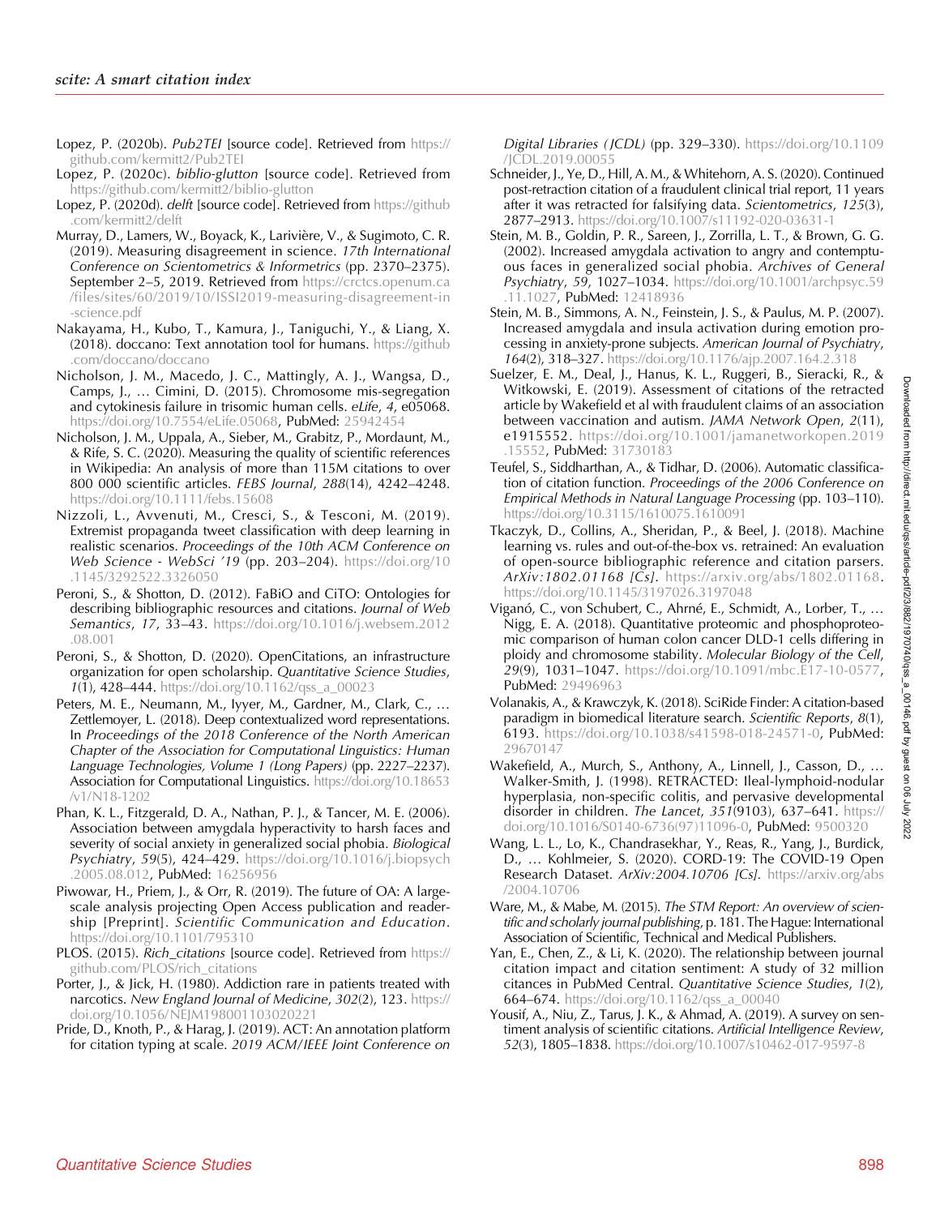Lopez, P. (2020b). *Pub2TEI* [source code]. Retrieved from https://github.com/kermitt2/Pub2TEI

Lopez, P. (2020c). *biblio-glutton* [source code]. Retrieved from https://github.com/kermitt2/biblio-glutton

Lopez, P. (2020d). *delft* [source code]. Retrieved from https://github.com/kermitt2/delft

Murray, D., Lamers, W., Boyack, K., Larivière, V., & Sugimoto, C. R. (2019). Measuring disagreement in science. *17th International Conference on Scientometrics & Informetrics* (pp. 2370–2375). September 2–5, 2019. Retrieved from https://crctcs.openum.ca/files/sites/60/2019/10/ISSI2019-measuring-disagreement-in-science.pdf

Nakayama, H., Kubo, T., Kamura, J., Taniguchi, Y., & Liang, X. (2018). doccano: Text annotation tool for humans. https://github.com/doccano/doccano

Nicholson, J. M., Macedo, J. C., Mattingly, A. J., Wangsa, D., Camps, J., … Cimini, D. (2015). Chromosome mis-segregation and cytokinesis failure in trisomic human cells. *eLife*, *4*, e05068. https://doi.org/10.7554/eLife.05068, PubMed: 25942454

Nicholson, J. M., Uppala, A., Sieber, M., Grabitz, P., Mordaunt, M., & Rife, S. C. (2020). Measuring the quality of scientific references in Wikipedia: An analysis of more than 115M citations to over 800 000 scientific articles. *FEBS Journal*, *288*(14), 4242–4248. https://doi.org/10.1111/febs.15608

Nizzoli, L., Avvenuti, M., Cresci, S., & Tesconi, M. (2019). Extremist propaganda tweet classification with deep learning in realistic scenarios. *Proceedings of the 10th ACM Conference on Web Science - WebSci '19* (pp. 203–204). https://doi.org/10.1145/3292522.3326050

Peroni, S., & Shotton, D. (2012). FaBiO and CiTO: Ontologies for describing bibliographic resources and citations. *Journal of Web Semantics*, *17*, 33–43. https://doi.org/10.1016/j.websem.2012.08.001

Peroni, S., & Shotton, D. (2020). OpenCitations, an infrastructure organization for open scholarship. *Quantitative Science Studies*, *1*(1), 428–444. https://doi.org/10.1162/qss_a_00023

Peters, M. E., Neumann, M., Iyyer, M., Gardner, M., Clark, C., … Zettlemoyer, L. (2018). Deep contextualized word representations. In *Proceedings of the 2018 Conference of the North American Chapter of the Association for Computational Linguistics: Human Language Technologies, Volume 1 (Long Papers)* (pp. 2227–2237). Association for Computational Linguistics. https://doi.org/10.18653/v1/N18-1202

Phan, K. L., Fitzgerald, D. A., Nathan, P. J., & Tancer, M. E. (2006). Association between amygdala hyperactivity to harsh faces and severity of social anxiety in generalized social phobia. *Biological Psychiatry*, *59*(5), 424–429. https://doi.org/10.1016/j.biopsych.2005.08.012, PubMed: 16256956

Piwowar, H., Priem, J., & Orr, R. (2019). The future of OA: A large-scale analysis projecting Open Access publication and readership [Preprint]. *Scientific Communication and Education*. https://doi.org/10.1101/795310

PLOS. (2015). *Rich_citations* [source code]. Retrieved from https://github.com/PLOS/rich_citations

Porter, J., & Jick, H. (1980). Addiction rare in patients treated with narcotics. *New England Journal of Medicine*, *302*(2), 123. https://doi.org/10.1056/NEJM198001103020221

Pride, D., Knoth, P., & Harag, J. (2019). ACT: An annotation platform for citation typing at scale. *2019 ACM/IEEE Joint Conference on Digital Libraries (JCDL)* (pp. 329–330). https://doi.org/10.1109/JCDL.2019.00055

Schneider, J., Ye, D., Hill, A. M., & Whitehorn, A. S. (2020). Continued post-retraction citation of a fraudulent clinical trial report, 11 years after it was retracted for falsifying data. *Scientometrics*, *125*(3), 2877–2913. https://doi.org/10.1007/s11192-020-03631-1

Stein, M. B., Goldin, P. R., Sareen, J., Zorrilla, L. T., & Brown, G. G. (2002). Increased amygdala activation to angry and contemptuous faces in generalized social phobia. *Archives of General Psychiatry*, *59*, 1027–1034. https://doi.org/10.1001/archpsyc.59.11.1027, PubMed: 12418936

Stein, M. B., Simmons, A. N., Feinstein, J. S., & Paulus, M. P. (2007). Increased amygdala and insula activation during emotion processing in anxiety-prone subjects. *American Journal of Psychiatry*, *164*(2), 318–327. https://doi.org/10.1176/ajp.2007.164.2.318

Suelzer, E. M., Deal, J., Hanus, K. L., Ruggeri, B., Sieracki, R., & Witkowski, E. (2019). Assessment of citations of the retracted article by Wakefield et al with fraudulent claims of an association between vaccination and autism. *JAMA Network Open*, *2*(11), e1915552. https://doi.org/10.1001/jamanetworkopen.2019.15552, PubMed: 31730183

Teufel, S., Siddharthan, A., & Tidhar, D. (2006). Automatic classification of citation function. *Proceedings of the 2006 Conference on Empirical Methods in Natural Language Processing* (pp. 103–110). https://doi.org/10.3115/1610075.1610091

Tkaczyk, D., Collins, A., Sheridan, P., & Beel, J. (2018). Machine learning vs. rules and out-of-the-box vs. retrained: An evaluation of open-source bibliographic reference and citation parsers. *ArXiv:1802.01168 [Cs]*. https://arxiv.org/abs/1802.01168. https://doi.org/10.1145/3197026.3197048

Viganó, C., von Schubert, C., Ahrné, E., Schmidt, A., Lorber, T., … Nigg, E. A. (2018). Quantitative proteomic and phosphoproteomic comparison of human colon cancer DLD-1 cells differing in ploidy and chromosome stability. *Molecular Biology of the Cell*, *29*(9), 1031–1047. https://doi.org/10.1091/mbc.E17-10-0577, PubMed: 29496963

Volanakis, A., & Krawczyk, K. (2018). SciRide Finder: A citation-based paradigm in biomedical literature search. *Scientific Reports*, *8*(1), 6193. https://doi.org/10.1038/s41598-018-24571-0, PubMed: 29670147

Wakefield, A., Murch, S., Anthony, A., Linnell, J., Casson, D., … Walker-Smith, J. (1998). RETRACTED: Ileal-lymphoid-nodular hyperplasia, non-specific colitis, and pervasive developmental disorder in children. *The Lancet*, *351*(9103), 637–641. https://doi.org/10.1016/S0140-6736(97)11096-0, PubMed: 9500320

Wang, L. L., Lo, K., Chandrasekhar, Y., Reas, R., Yang, J., Burdick, D., … Kohlmeier, S. (2020). CORD-19: The COVID-19 Open Research Dataset. *ArXiv:2004.10706 [Cs]*. https://arxiv.org/abs/2004.10706

Ware, M., & Mabe, M. (2015). *The STM Report: An overview of scientific and scholarly journal publishing*, p. 181. The Hague: International Association of Scientific, Technical and Medical Publishers.

Yan, E., Chen, Z., & Li, K. (2020). The relationship between journal citation impact and citation sentiment: A study of 32 million citances in PubMed Central. *Quantitative Science Studies*, *1*(2), 664–674. https://doi.org/10.1162/qss_a_00040

Yousif, A., Niu, Z., Tarus, J. K., & Ahmad, A. (2019). A survey on sentiment analysis of scientific citations. *Artificial Intelligence Review*, *52*(3), 1805–1838. https://doi.org/10.1007/s10462-017-9597-8